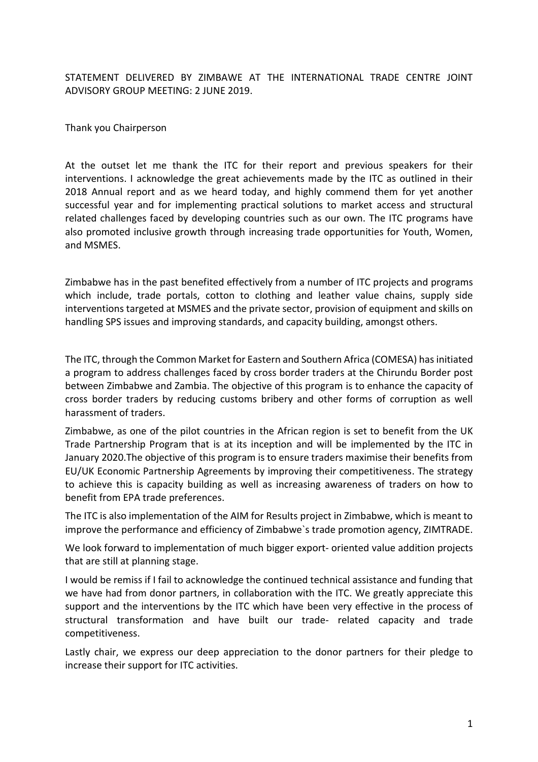STATEMENT DELIVERED BY ZIMBAWE AT THE INTERNATIONAL TRADE CENTRE JOINT ADVISORY GROUP MEETING: 2 JUNE 2019.

Thank you Chairperson

At the outset let me thank the ITC for their report and previous speakers for their interventions. I acknowledge the great achievements made by the ITC as outlined in their 2018 Annual report and as we heard today, and highly commend them for yet another successful year and for implementing practical solutions to market access and structural related challenges faced by developing countries such as our own. The ITC programs have also promoted inclusive growth through increasing trade opportunities for Youth, Women, and MSMES.

Zimbabwe has in the past benefited effectively from a number of ITC projects and programs which include, trade portals, cotton to clothing and leather value chains, supply side interventions targeted at MSMES and the private sector, provision of equipment and skills on handling SPS issues and improving standards, and capacity building, amongst others.

The ITC, through the Common Market for Eastern and Southern Africa (COMESA) has initiated a program to address challenges faced by cross border traders at the Chirundu Border post between Zimbabwe and Zambia. The objective of this program is to enhance the capacity of cross border traders by reducing customs bribery and other forms of corruption as well harassment of traders.

Zimbabwe, as one of the pilot countries in the African region is set to benefit from the UK Trade Partnership Program that is at its inception and will be implemented by the ITC in January 2020.The objective of this program is to ensure traders maximise their benefits from EU/UK Economic Partnership Agreements by improving their competitiveness. The strategy to achieve this is capacity building as well as increasing awareness of traders on how to benefit from EPA trade preferences.

The ITC is also implementation of the AIM for Results project in Zimbabwe, which is meant to improve the performance and efficiency of Zimbabwe`s trade promotion agency, ZIMTRADE.

We look forward to implementation of much bigger export- oriented value addition projects that are still at planning stage.

I would be remiss if I fail to acknowledge the continued technical assistance and funding that we have had from donor partners, in collaboration with the ITC. We greatly appreciate this support and the interventions by the ITC which have been very effective in the process of structural transformation and have built our trade- related capacity and trade competitiveness.

Lastly chair, we express our deep appreciation to the donor partners for their pledge to increase their support for ITC activities.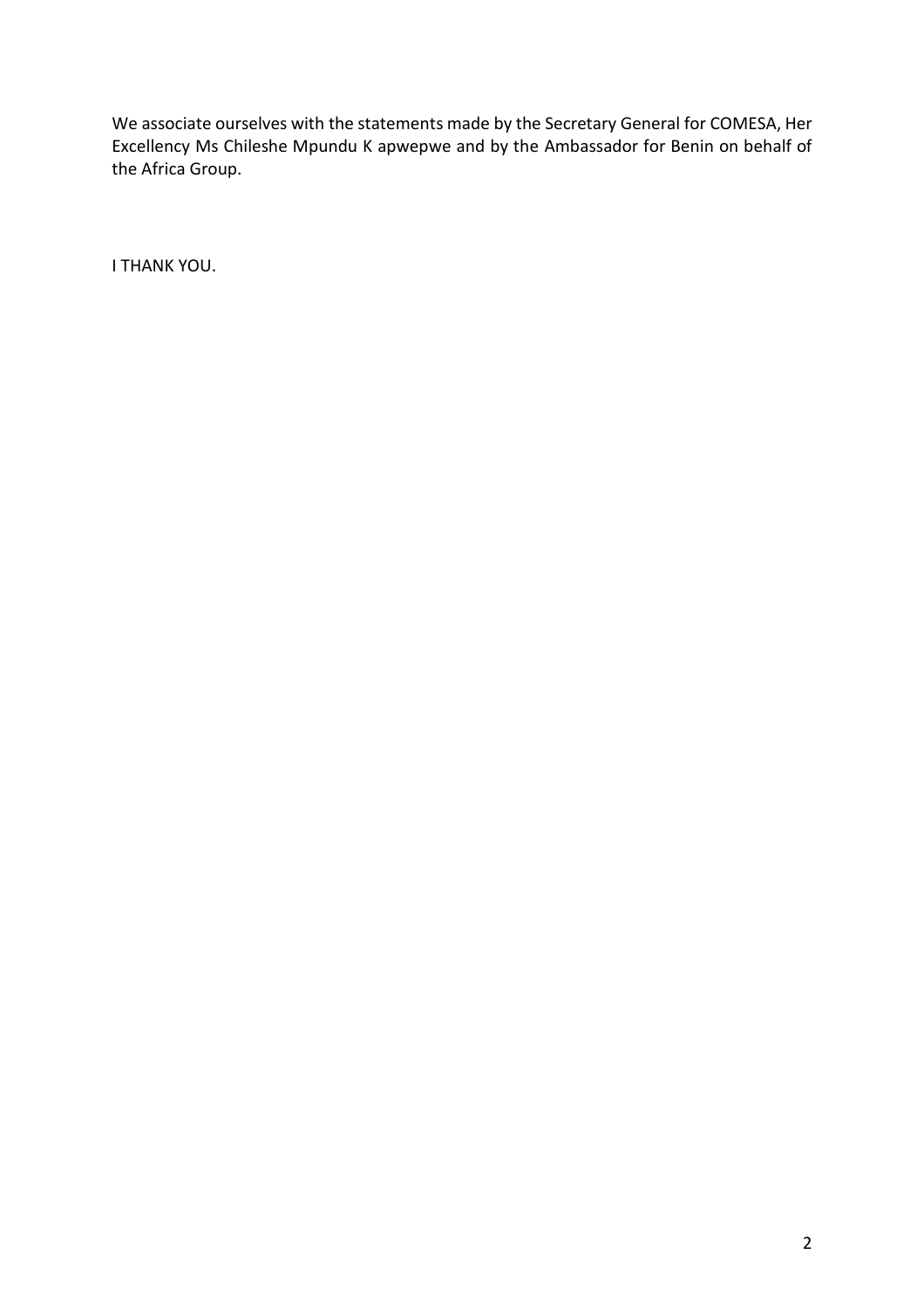We associate ourselves with the statements made by the Secretary General for COMESA, Her Excellency Ms Chileshe Mpundu K apwepwe and by the Ambassador for Benin on behalf of the Africa Group.

I THANK YOU.